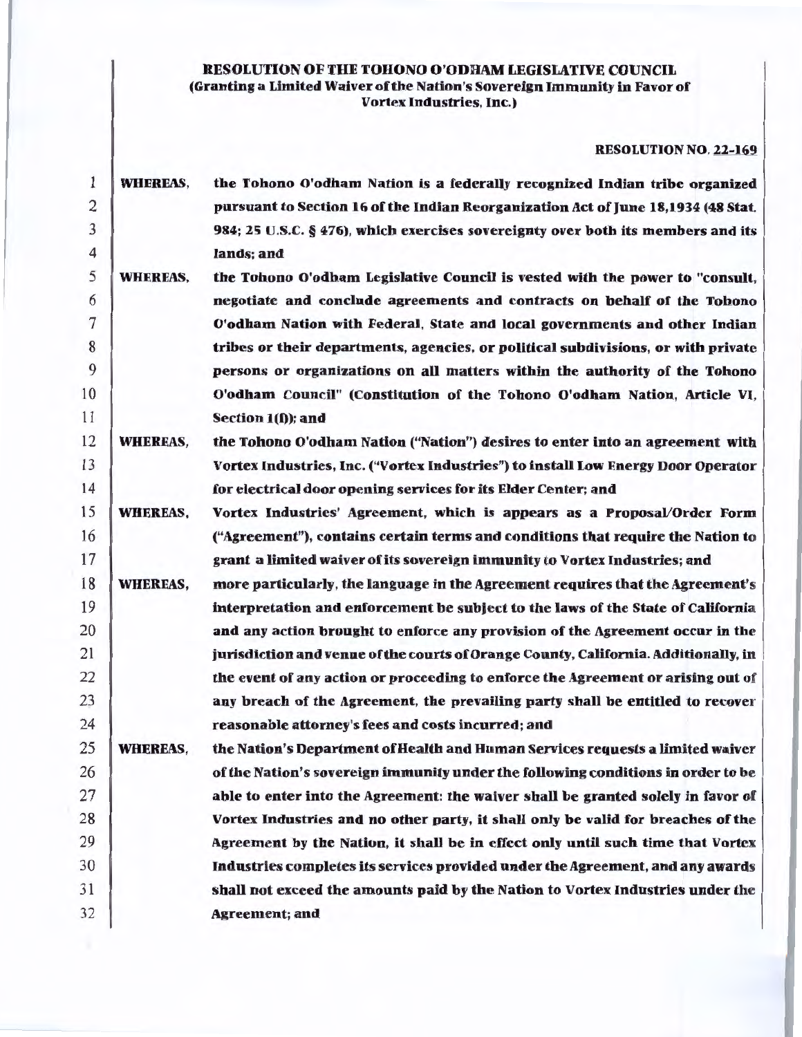**RESOLUTION OF THE TOHONO O'ODHAM LEGISLATIVE COUNCIL**
**(Granting a Limited Waiver of the Nation's Sovereign Immunity in Favor of Vortex Industries, Inc.)**

**RESOLUTION NO. 22-169**

**WHEREAS,** the Tohono O'odham Nation is a federally recognized Indian tribe organized pursuant to Section 16 of the Indian Reorganization Act of June 18,1934 (48 Stat. 984; 25 U.S.C. § 476), which exercises sovereignty over both its members and its lands; and

**WHEREAS,** the Tohono O'odham Legislative Council is vested with the power to "consult, negotiate and conclude agreements and contracts on behalf of the Tohono O'odham Nation with Federal, State and local governments and other Indian tribes or their departments, agencies, or political subdivisions, or with private persons or organizations on all matters within the authority of the Tohono O'odham Council" (Constitution of the Tohono O'odham Nation, Article VI, Section 1(f)); and

**WHEREAS,** the Tohono O'odham Nation ("Nation") desires to enter into an agreement with Vortex Industries, Inc. ("Vortex Industries") to install Low Energy Door Operator for electrical door opening services for its Elder Center; and

**WHEREAS,** Vortex Industries' Agreement, which is appears as a Proposal/Order Form ("Agreement"), contains certain terms and conditions that require the Nation to grant a limited waiver of its sovereign immunity to Vortex Industries; and

**WHEREAS,** more particularly, the language in the Agreement requires that the Agreement's interpretation and enforcement be subject to the laws of the State of California and any action brought to enforce any provision of the Agreement occur in the jurisdiction and venue of the courts of Orange County, California. Additionally, in the event of any action or proceeding to enforce the Agreement or arising out of any breach of the Agreement, the prevailing party shall be entitled to recover reasonable attorney's fees and costs incurred; and

**WHEREAS,** the Nation's Department of Health and Human Services requests a limited waiver of the Nation's sovereign immunity under the following conditions in order to be able to enter into the Agreement: the waiver shall be granted solely in favor of Vortex Industries and no other party, it shall only be valid for breaches of the Agreement by the Nation, it shall be in effect only until such time that Vortex Industries completes its services provided under the Agreement, and any awards shall not exceed the amounts paid by the Nation to Vortex Industries under the Agreement; and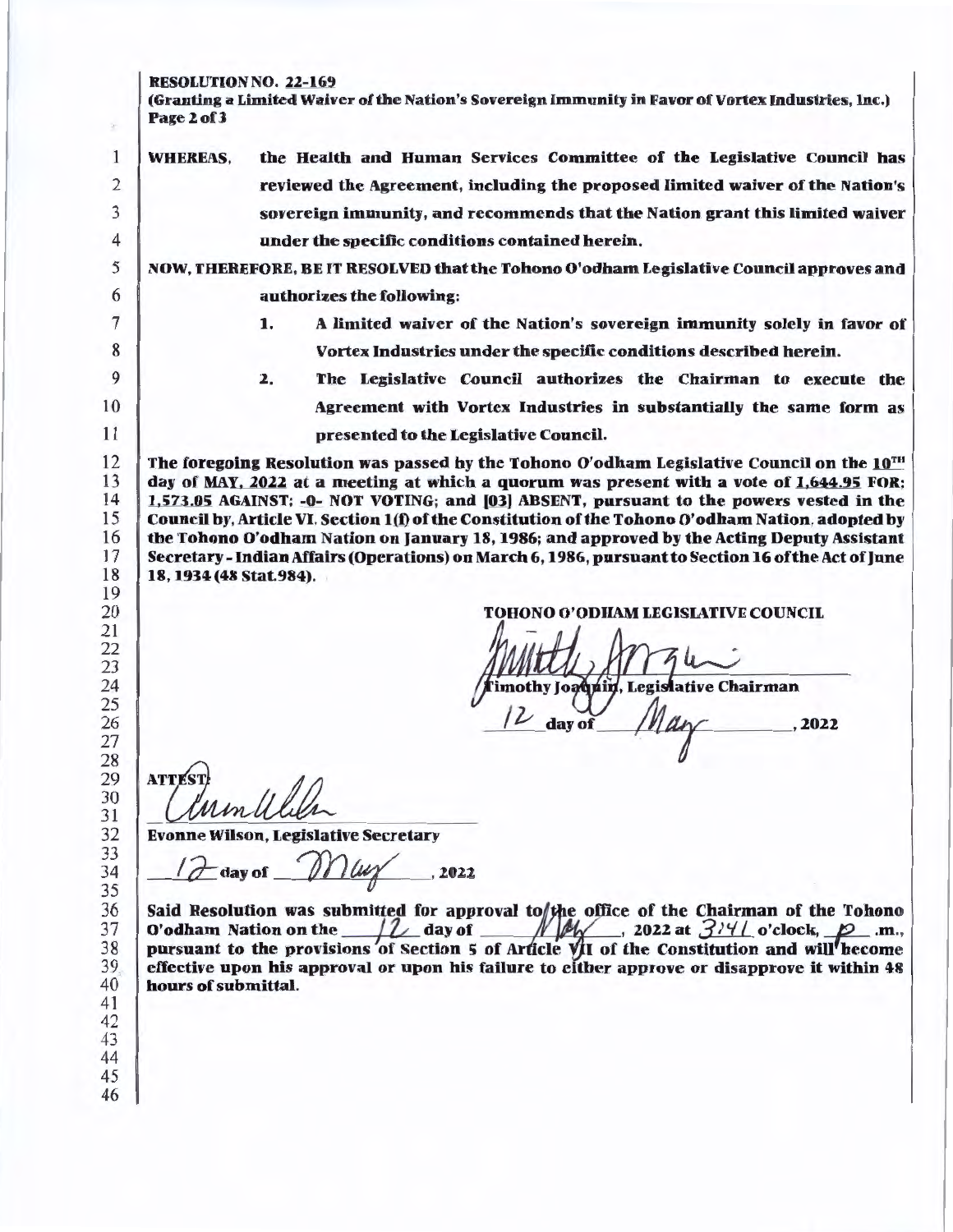**RESOLUTION NO. 22-169**
**(Granting a Limited Waiver of the Nation's Sovereign Immunity in Favor of Vortex Industries, Inc.)**

**WHEREAS,** the Health and Human Services Committee of the Legislative Council has reviewed the Agreement, including the proposed limited waiver of the Nation's sovereign immunity, and recommends that the Nation grant this limited waiver under the specific conditions contained herein.

**NOW, THEREFORE, BE IT RESOLVED that the Tohono O'odham Legislative Council approves and authorizes the following:**

1. **A limited waiver of the Nation's sovereign immunity solely in favor of Vortex Industries under the specific conditions described herein.**
2. **The Legislative Council authorizes the Chairman to execute the Agreement with Vortex Industries in substantially the same form as presented to the Legislative Council.**

**The foregoing Resolution was passed by the Tohono O'odham Legislative Council on the 10TH day of MAY, 2022 at a meeting at which a quorum was present with a vote of 1,644.95 FOR; 1,573.05 AGAINST; -0- NOT VOTING; and [03] ABSENT, pursuant to the powers vested in the Council by, Article VI, Section 1(f) of the Constitution of the Tohono O'odham Nation, adopted by the Tohono O'odham Nation on January 18, 1986; and approved by the Acting Deputy Assistant Secretary - Indian Affairs (Operations) on March 6, 1986, pursuant to Section 16 of the Act of June 18, 1934 (48 Stat.984).**

**TOHONO O'ODHAM LEGISLATIVE COUNCIL**

**Timothy Joaquin, Legislative Chairman**

12 **day of** May **, 2022**

**ATTEST:**

**Evonne Wilson, Legislative Secretary**

12 **day of** May **, 2022**

**Said Resolution was submitted for approval to the office of the Chairman of the Tohono O'odham Nation on the** 12 **day of** May **, 2022 at** 3:41 **o'clock,** p **.m., pursuant to the provisions of Section 5 of Article VII of the Constitution and will become effective upon his approval or upon his failure to either approve or disapprove it within 48 hours of submittal.**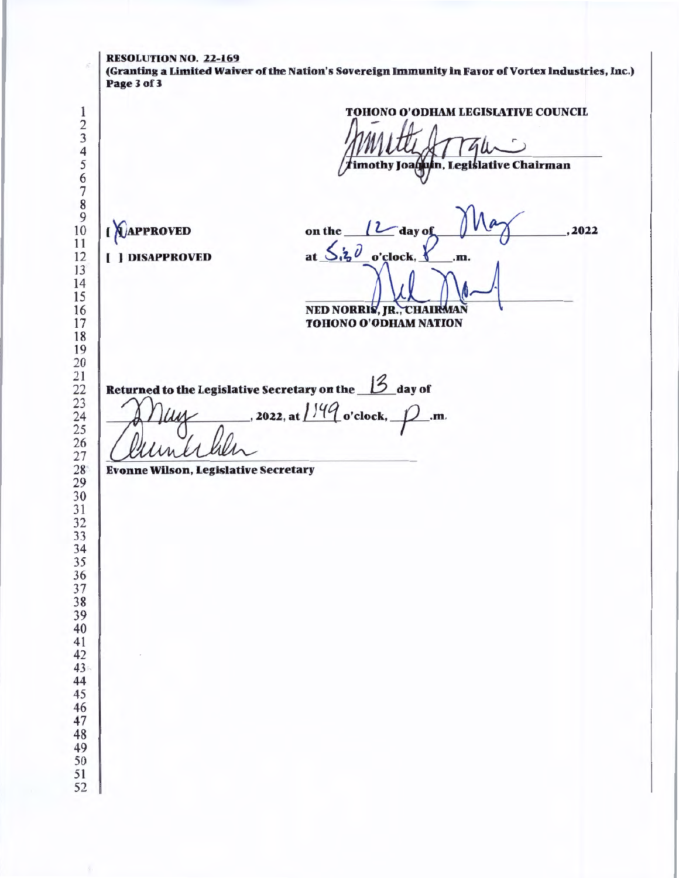**RESOLUTION NO. 22-169**
**(Granting a Limited Waiver of the Nation's Sovereign Immunity in Favor of Vortex Industries, Inc.)**
**Page 3 of 3**

**TOHONO O'ODHAM LEGISLATIVE COUNCIL**

Timothy Joaquin, Legislative Chairman

[X] APPROVED

[ ] DISAPPROVED

on the 12 day of May, 2022

at 5:30 o'clock, P.m.

NED NORRIS, JR., CHAIRMAN
TOHONO O'ODHAM NATION

Returned to the Legislative Secretary on the 13 day of May, 2022, at 1:49 o'clock, P.m.

Evonne Wilson, Legislative Secretary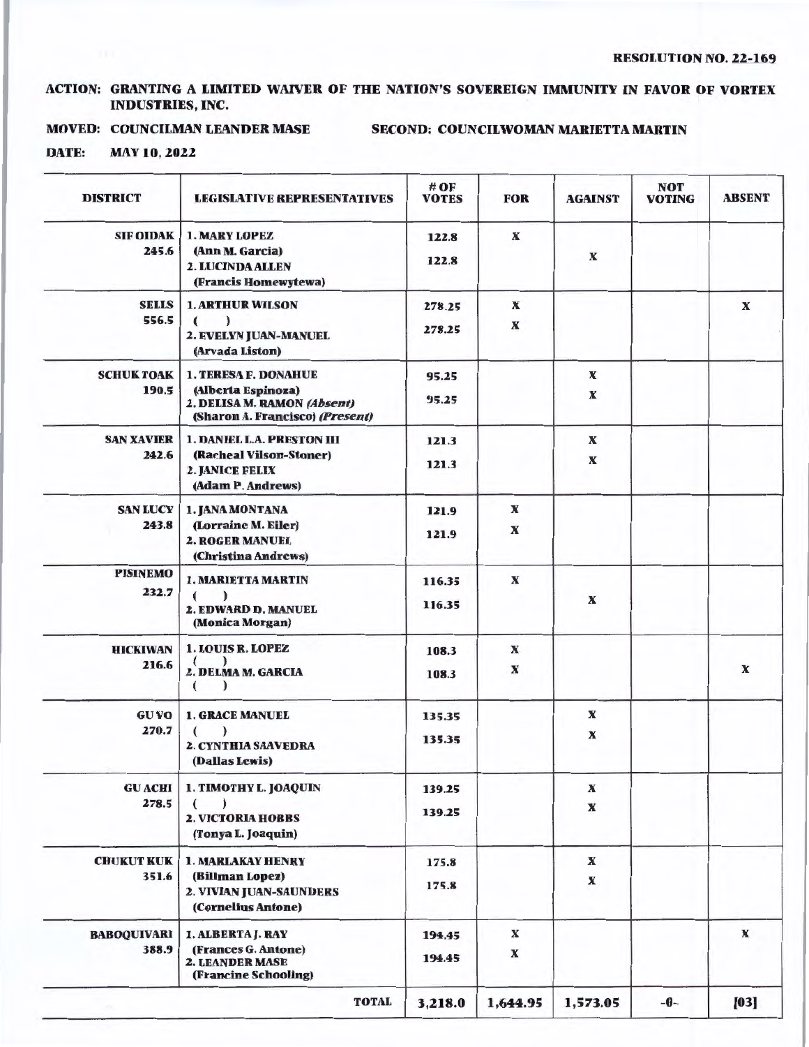**RESOLUTION NO. 22-169**

**ACTION: GRANTING A LIMITED WAIVER OF THE NATION'S SOVEREIGN IMMUNITY IN FAVOR OF VORTEX INDUSTRIES, INC.**

**MOVED: COUNCILMAN LEANDER MASE** **SECOND: COUNCILWOMAN MARIETTA MARTIN**

**DATE: MAY 10, 2022**

| DISTRICT | LEGISLATIVE REPRESENTATIVES | # OF VOTES | FOR | AGAINST | NOT VOTING | ABSENT |
|---|---|---|---|---|---|---|
| **SIF OIDAK** 245.6 | **1. MARY LOPEZ** (Ann M. Garcia) | 122.8 | X | | | |
| | **2. LUCINDA ALLEN** (Francis Homewytewa) | 122.8 | | X | | |
| **SELLS** 556.5 | **1. ARTHUR WILSON** ( ) | 278.25 | X | | | X |
| | **2. EVELYN JUAN-MANUEL** (Arvada Liston) | 278.25 | X | | | |
| **SCHUK TOAK** 190.5 | **1. TERESA F. DONAHUE** (Alberta Espinoza) | 95.25 | | X | | |
| | **2. DELISA M. RAMON** *(Absent)* (Sharon A. Francisco) *(Present)* | 95.25 | | X | | |
| **SAN XAVIER** 242.6 | **1. DANIEL L.A. PRESTON III** (Racheal Vilson-Stoner) | 121.3 | | X | | |
| | **2. JANICE FELIX** (Adam P. Andrews) | 121.3 | | X | | |
| **SAN LUCY** 243.8 | **1. JANA MONTANA** (Lorraine M. Eiler) | 121.9 | X | | | |
| | **2. ROGER MANUEL** (Christina Andrews) | 121.9 | X | | | |
| **PISINEMO** 232.7 | **1. MARIETTA MARTIN** ( ) | 116.35 | X | | | |
| | **2. EDWARD D. MANUEL** (Monica Morgan) | 116.35 | | X | | |
| **HICKIWAN** 216.6 | **1. LOUIS R. LOPEZ** ( ) | 108.3 | X | | | |
| | **2. DELMA M. GARCIA** ( ) | 108.3 | X | | | X |
| **GU VO** 270.7 | **1. GRACE MANUEL** ( ) | 135.35 | | X | | |
| | **2. CYNTHIA SAAVEDRA** (Dallas Lewis) | 135.35 | | X | | |
| **GU ACHI** 278.5 | **1. TIMOTHY L. JOAQUIN** ( ) | 139.25 | | X | | |
| | **2. VICTORIA HOBBS** (Tonya L. Joaquin) | 139.25 | | X | | |
| **CHUKUT KUK** 351.6 | **1. MARLAKAY HENRY** (Billman Lopez) | 175.8 | | X | | |
| | **2. VIVIAN JUAN-SAUNDERS** (Cornelius Antone) | 175.8 | | X | | |
| **BABOQUIVARI** 388.9 | **1. ALBERTA J. RAY** (Frances G. Antone) | 194.45 | X | | | X |
| | **2. LEANDER MASE** (Francine Schooling) | 194.45 | X | | | |
| | **TOTAL** | **3,218.0** | **1,644.95** | **1,573.05** | **-0-** | **[03]** |